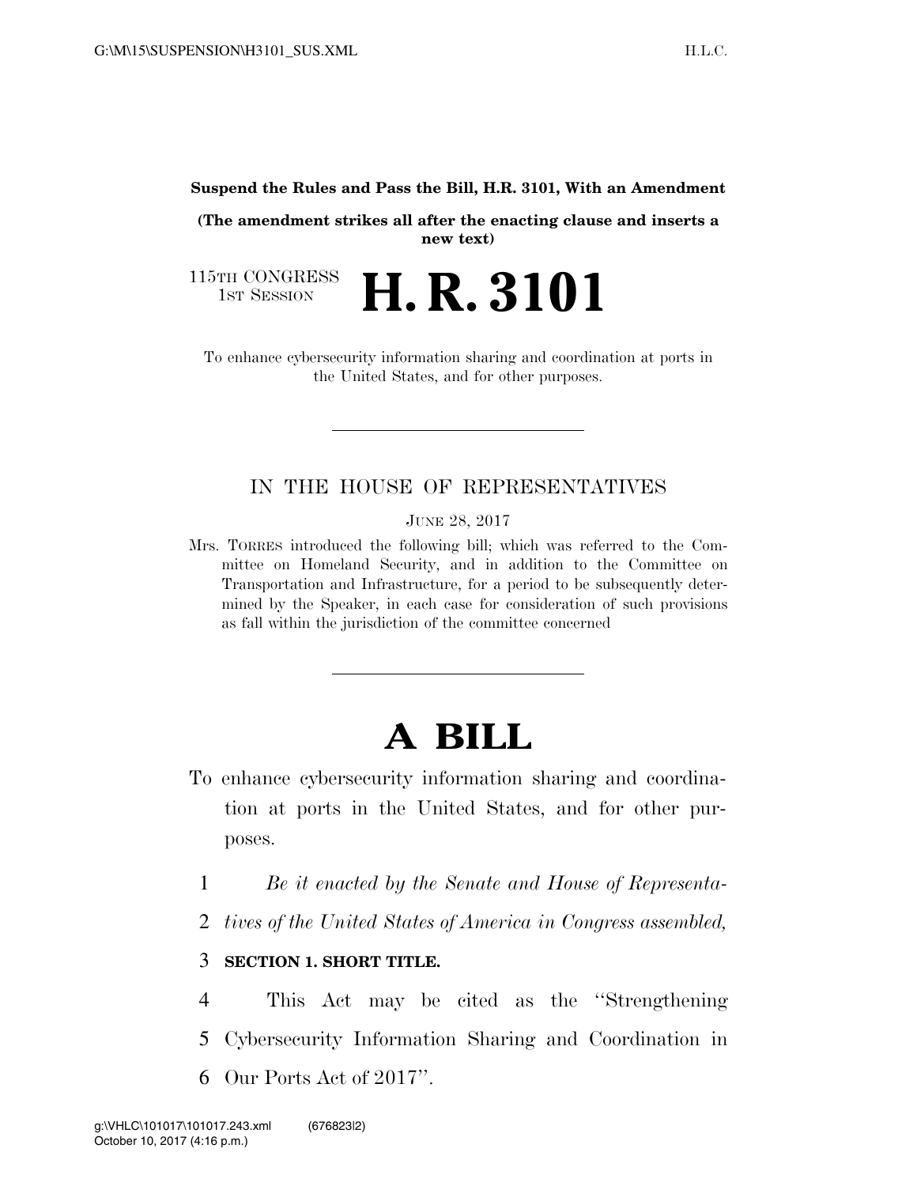**Suspend the Rules and Pass the Bill, H.R. 3101, With an Amendment**

**(The amendment strikes all after the enacting clause and inserts a new text)**

115TH CONGRESS
1ST SESSION

# H. R. 3101

To enhance cybersecurity information sharing and coordination at ports in the United States, and for other purposes.

---

IN THE HOUSE OF REPRESENTATIVES

JUNE 28, 2017

Mrs. TORRES introduced the following bill; which was referred to the Committee on Homeland Security, and in addition to the Committee on Transportation and Infrastructure, for a period to be subsequently determined by the Speaker, in each case for consideration of such provisions as fall within the jurisdiction of the committee concerned

---

# A BILL

To enhance cybersecurity information sharing and coordination at ports in the United States, and for other purposes.

1 *Be it enacted by the Senate and House of Representa-*
2 *tives of the United States of America in Congress assembled,*

3 **SECTION 1. SHORT TITLE.**

4 This Act may be cited as the ''Strengthening
5 Cybersecurity Information Sharing and Coordination in
6 Our Ports Act of 2017''.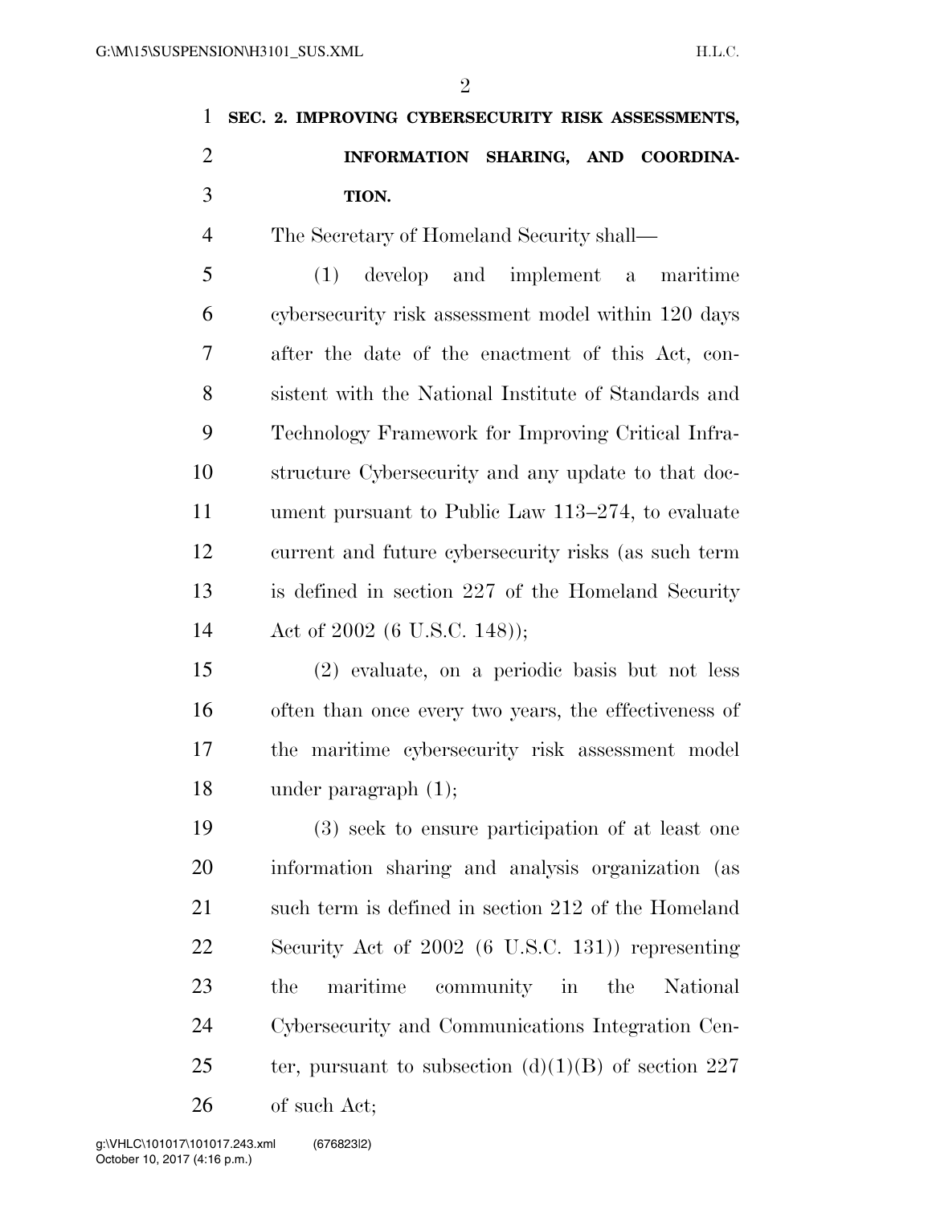**SEC. 2. IMPROVING CYBERSECURITY RISK ASSESSMENTS, INFORMATION SHARING, AND COORDINATION.**

The Secretary of Homeland Security shall—

(1) develop and implement a maritime cybersecurity risk assessment model within 120 days after the date of the enactment of this Act, consistent with the National Institute of Standards and Technology Framework for Improving Critical Infrastructure Cybersecurity and any update to that document pursuant to Public Law 113–274, to evaluate current and future cybersecurity risks (as such term is defined in section 227 of the Homeland Security Act of 2002 (6 U.S.C. 148));

(2) evaluate, on a periodic basis but not less often than once every two years, the effectiveness of the maritime cybersecurity risk assessment model under paragraph (1);

(3) seek to ensure participation of at least one information sharing and analysis organization (as such term is defined in section 212 of the Homeland Security Act of 2002 (6 U.S.C. 131)) representing the maritime community in the National Cybersecurity and Communications Integration Center, pursuant to subsection (d)(1)(B) of section 227 of such Act;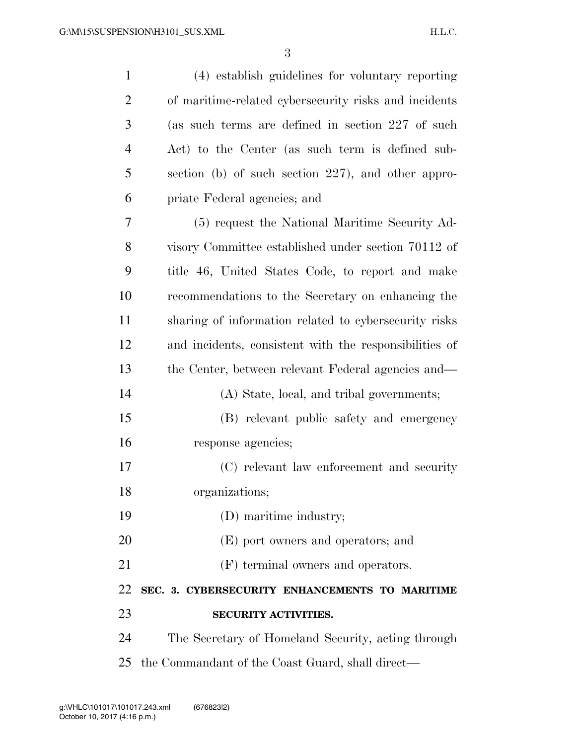(4) establish guidelines for voluntary reporting of maritime-related cybersecurity risks and incidents (as such terms are defined in section 227 of such Act) to the Center (as such term is defined subsection (b) of such section 227), and other appropriate Federal agencies; and

(5) request the National Maritime Security Advisory Committee established under section 70112 of title 46, United States Code, to report and make recommendations to the Secretary on enhancing the sharing of information related to cybersecurity risks and incidents, consistent with the responsibilities of the Center, between relevant Federal agencies and—

(A) State, local, and tribal governments;

(B) relevant public safety and emergency response agencies;

(C) relevant law enforcement and security organizations;

(D) maritime industry;

(E) port owners and operators; and

(F) terminal owners and operators.

**SEC. 3. CYBERSECURITY ENHANCEMENTS TO MARITIME SECURITY ACTIVITIES.**

The Secretary of Homeland Security, acting through the Commandant of the Coast Guard, shall direct—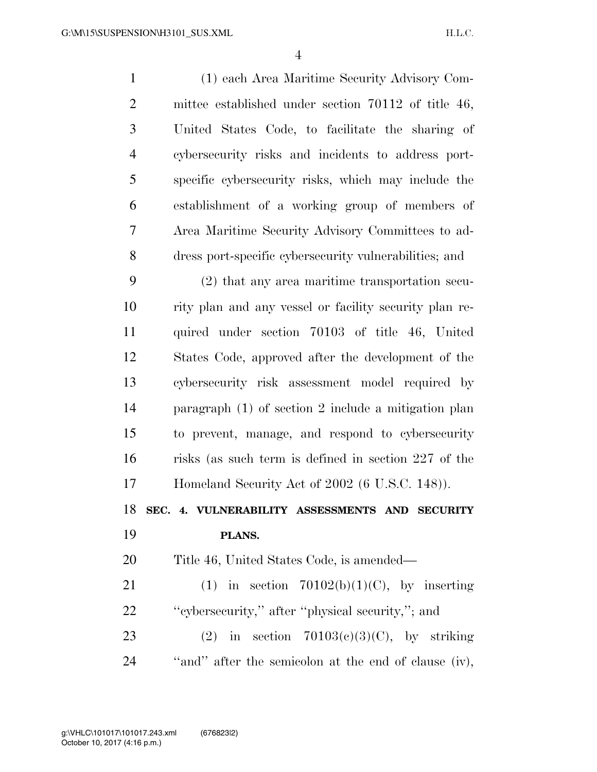(1) each Area Maritime Security Advisory Committee established under section 70112 of title 46, United States Code, to facilitate the sharing of cybersecurity risks and incidents to address port-specific cybersecurity risks, which may include the establishment of a working group of members of Area Maritime Security Advisory Committees to address port-specific cybersecurity vulnerabilities; and

(2) that any area maritime transportation security plan and any vessel or facility security plan required under section 70103 of title 46, United States Code, approved after the development of the cybersecurity risk assessment model required by paragraph (1) of section 2 include a mitigation plan to prevent, manage, and respond to cybersecurity risks (as such term is defined in section 227 of the Homeland Security Act of 2002 (6 U.S.C. 148)).

## SEC. 4. VULNERABILITY ASSESSMENTS AND SECURITY PLANS.

Title 46, United States Code, is amended—

(1) in section 70102(b)(1)(C), by inserting ''cybersecurity,'' after ''physical security,''; and

(2) in section 70103(c)(3)(C), by striking ''and'' after the semicolon at the end of clause (iv),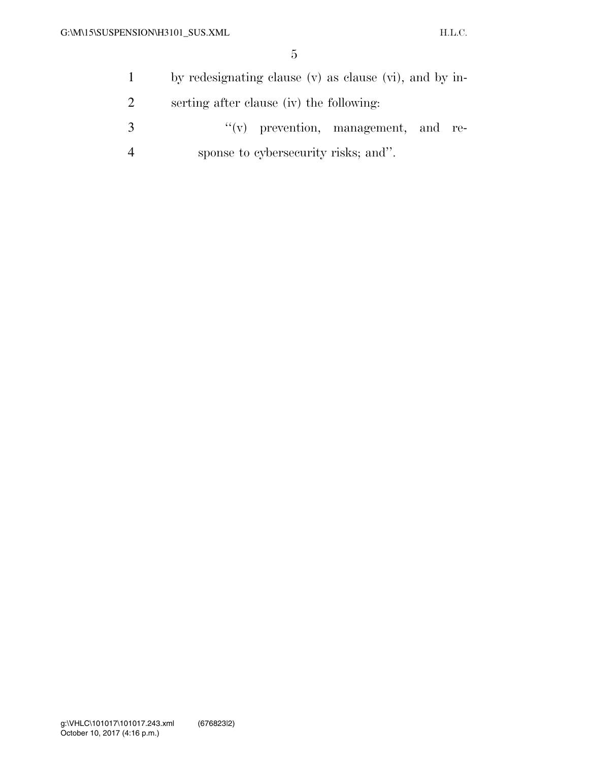by redesignating clause (v) as clause (vi), and by inserting after clause (iv) the following:

"(v) prevention, management, and response to cybersecurity risks; and".